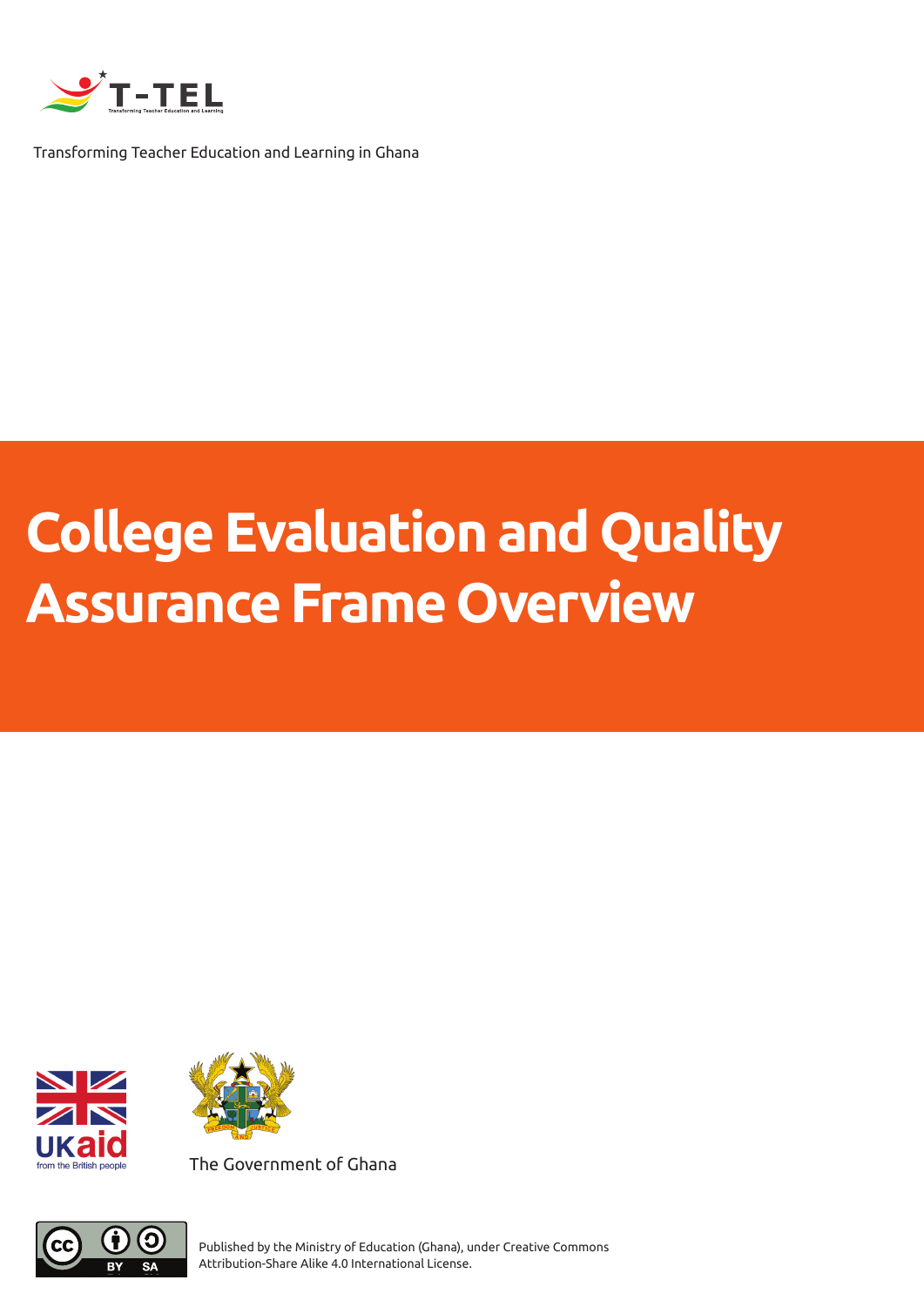T-TEL

Transforming Teacher Education and Learning in Ghana

# College Evaluation and Quality Assurance Frame Overview

UKaid from the British people

The Government of Ghana

Published by the Ministry of Education (Ghana), under Creative Commons Attribution-Share Alike 4.0 International License.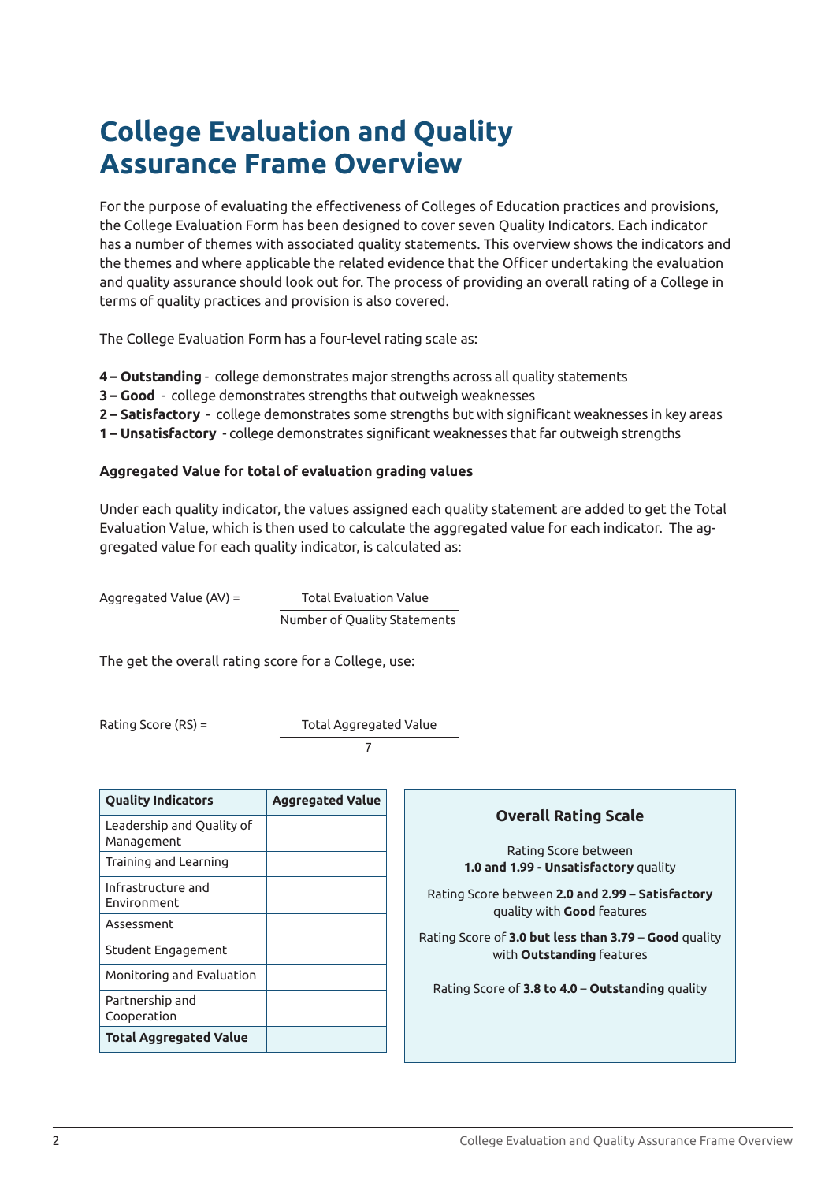# College Evaluation and Quality Assurance Frame Overview

For the purpose of evaluating the effectiveness of Colleges of Education practices and provisions, the College Evaluation Form has been designed to cover seven Quality Indicators. Each indicator has a number of themes with associated quality statements. This overview shows the indicators and the themes and where applicable the related evidence that the Officer undertaking the evaluation and quality assurance should look out for. The process of providing an overall rating of a College in terms of quality practices and provision is also covered.

The College Evaluation Form has a four-level rating scale as:

**4 – Outstanding** - college demonstrates major strengths across all quality statements
**3 – Good** - college demonstrates strengths that outweigh weaknesses
**2 – Satisfactory** - college demonstrates some strengths but with significant weaknesses in key areas
**1 – Unsatisfactory** - college demonstrates significant weaknesses that far outweigh strengths

**Aggregated Value for total of evaluation grading values**

Under each quality indicator, the values assigned each quality statement are added to get the Total Evaluation Value, which is then used to calculate the aggregated value for each indicator. The aggregated value for each quality indicator, is calculated as:

$$\text{Aggregated Value (AV)} = \frac{\text{Total Evaluation Value}}{\text{Number of Quality Statements}}$$

The get the overall rating score for a College, use:

$$\text{Rating Score (RS)} = \frac{\text{Total Aggregated Value}}{7}$$

| Quality Indicators | Aggregated Value |
|---|---|
| Leadership and Quality of Management | |
| Training and Learning | |
| Infrastructure and Environment | |
| Assessment | |
| Student Engagement | |
| Monitoring and Evaluation | |
| Partnership and Cooperation | |
| **Total Aggregated Value** | |

**Overall Rating Scale**

Rating Score between **1.0 and 1.99 - Unsatisfactory** quality

Rating Score between **2.0 and 2.99 – Satisfactory** quality with **Good** features

Rating Score of **3.0 but less than 3.79** – **Good** quality with **Outstanding** features

Rating Score of **3.8 to 4.0** – **Outstanding** quality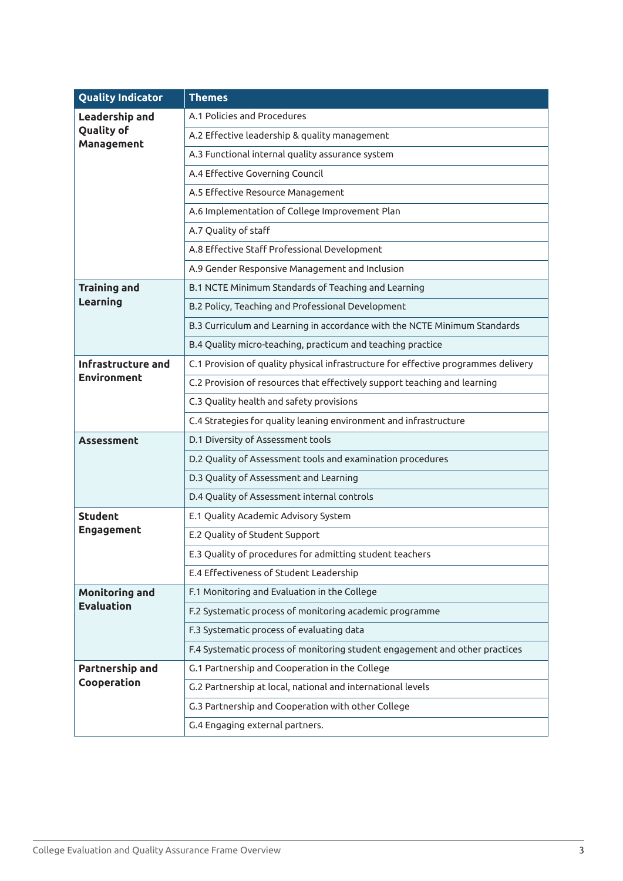| Quality Indicator | Themes |
|---|---|
| **Leadership and Quality of Management** | A.1 Policies and Procedures |
| | A.2 Effective leadership & quality management |
| | A.3 Functional internal quality assurance system |
| | A.4 Effective Governing Council |
| | A.5 Effective Resource Management |
| | A.6 Implementation of College Improvement Plan |
| | A.7 Quality of staff |
| | A.8 Effective Staff Professional Development |
| | A.9 Gender Responsive Management and Inclusion |
| **Training and Learning** | B.1 NCTE Minimum Standards of Teaching and Learning |
| | B.2 Policy, Teaching and Professional Development |
| | B.3 Curriculum and Learning in accordance with the NCTE Minimum Standards |
| | B.4 Quality micro-teaching, practicum and teaching practice |
| **Infrastructure and Environment** | C.1 Provision of quality physical infrastructure for effective programmes delivery |
| | C.2 Provision of resources that effectively support teaching and learning |
| | C.3 Quality health and safety provisions |
| | C.4 Strategies for quality leaning environment and infrastructure |
| **Assessment** | D.1 Diversity of Assessment tools |
| | D.2 Quality of Assessment tools and examination procedures |
| | D.3 Quality of Assessment and Learning |
| | D.4 Quality of Assessment internal controls |
| **Student Engagement** | E.1 Quality Academic Advisory System |
| | E.2 Quality of Student Support |
| | E.3 Quality of procedures for admitting student teachers |
| | E.4 Effectiveness of Student Leadership |
| **Monitoring and Evaluation** | F.1 Monitoring and Evaluation in the College |
| | F.2 Systematic process of monitoring academic programme |
| | F.3 Systematic process of evaluating data |
| | F.4 Systematic process of monitoring student engagement and other practices |
| **Partnership and Cooperation** | G.1 Partnership and Cooperation in the College |
| | G.2 Partnership at local, national and international levels |
| | G.3 Partnership and Cooperation with other College |
| | G.4 Engaging external partners. |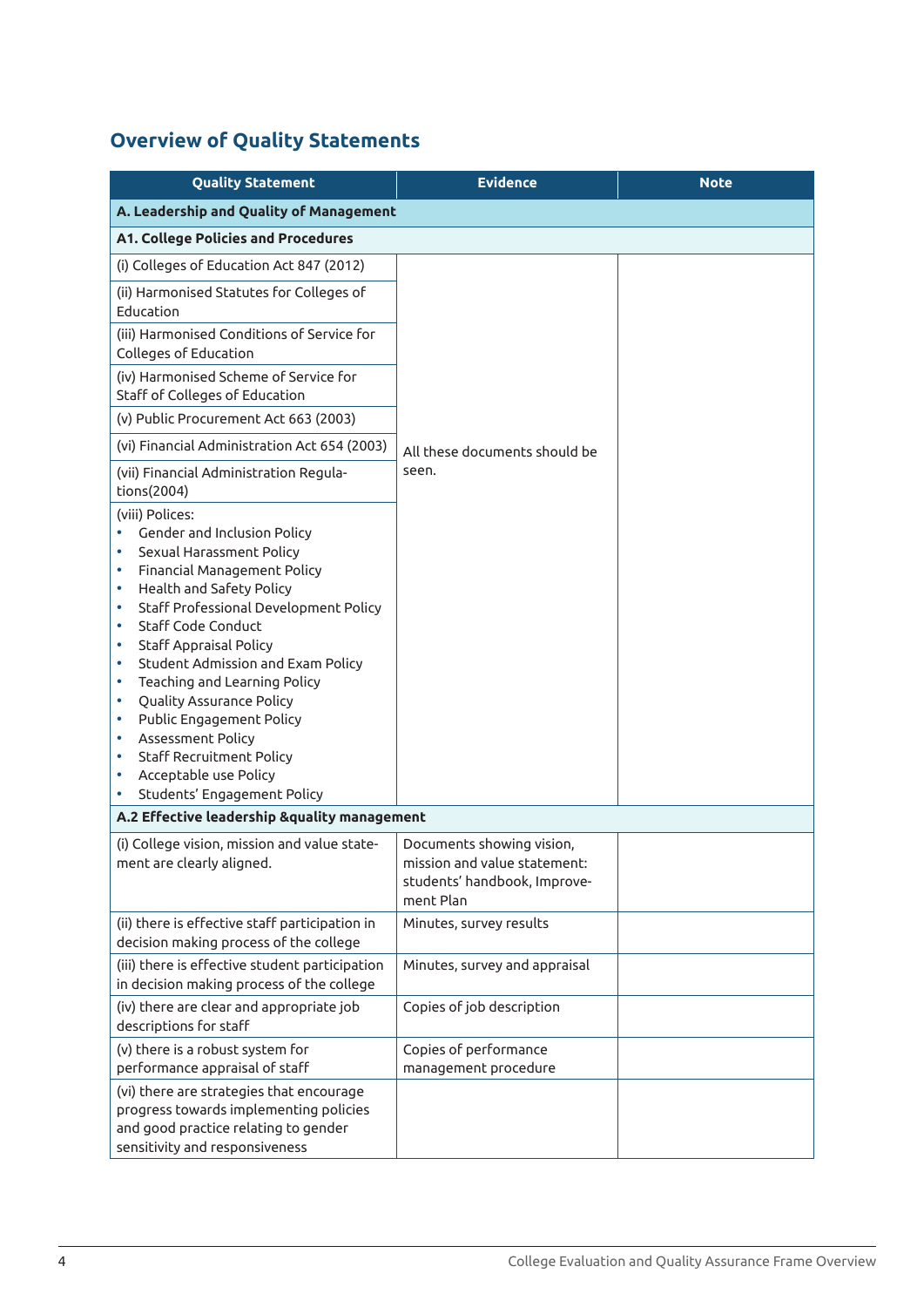## Overview of Quality Statements

| Quality Statement | Evidence | Note |
|---|---|---|
| **A. Leadership and Quality of Management** | | |
| **A1. College Policies and Procedures** | | |
| (i) Colleges of Education Act 847 (2012) | All these documents should be seen. | |
| (ii) Harmonised Statutes for Colleges of Education | | |
| (iii) Harmonised Conditions of Service for Colleges of Education | | |
| (iv) Harmonised Scheme of Service for Staff of Colleges of Education | | |
| (v) Public Procurement Act 663 (2003) | | |
| (vi) Financial Administration Act 654 (2003) | | |
| (vii) Financial Administration Regulations(2004) | | |
| (viii) Polices: • Gender and Inclusion Policy • Sexual Harassment Policy • Financial Management Policy • Health and Safety Policy • Staff Professional Development Policy • Staff Code Conduct • Staff Appraisal Policy • Student Admission and Exam Policy • Teaching and Learning Policy • Quality Assurance Policy • Public Engagement Policy • Assessment Policy • Staff Recruitment Policy • Acceptable use Policy • Students' Engagement Policy | | |
| **A.2 Effective leadership &quality management** | | |
| (i) College vision, mission and value statement are clearly aligned. | Documents showing vision, mission and value statement: students' handbook, Improvement Plan | |
| (ii) there is effective staff participation in decision making process of the college | Minutes, survey results | |
| (iii) there is effective student participation in decision making process of the college | Minutes, survey and appraisal | |
| (iv) there are clear and appropriate job descriptions for staff | Copies of job description | |
| (v) there is a robust system for performance appraisal of staff | Copies of performance management procedure | |
| (vi) there are strategies that encourage progress towards implementing policies and good practice relating to gender sensitivity and responsiveness | | |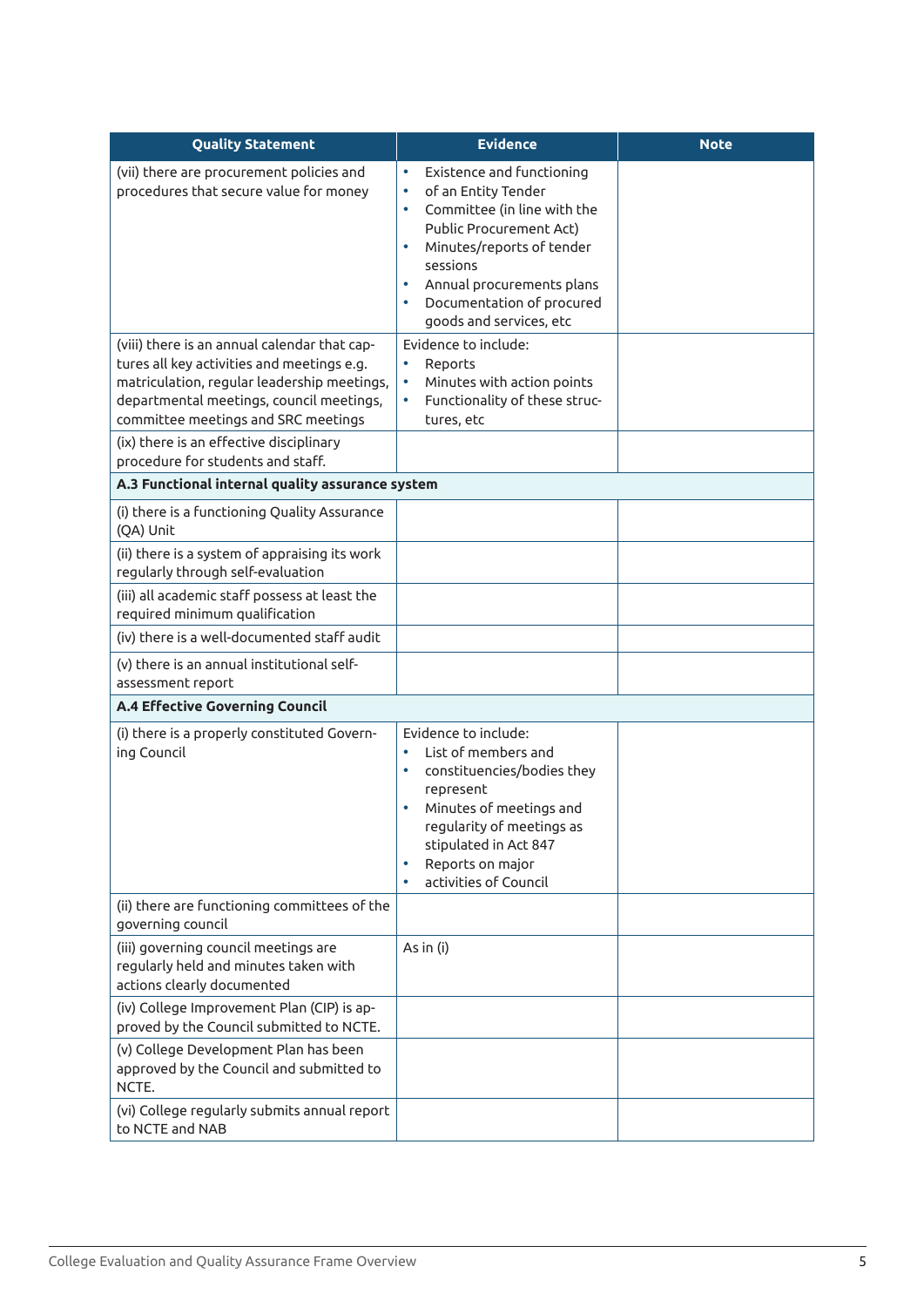| Quality Statement | Evidence | Note |
|---|---|---|
| (vii) there are procurement policies and procedures that secure value for money | • Existence and functioning<br>• of an Entity Tender<br>• Committee (in line with the Public Procurement Act)<br>• Minutes/reports of tender sessions<br>• Annual procurements plans<br>• Documentation of procured goods and services, etc | |
| (viii) there is an annual calendar that captures all key activities and meetings e.g. matriculation, regular leadership meetings, departmental meetings, council meetings, committee meetings and SRC meetings | Evidence to include:<br>• Reports<br>• Minutes with action points<br>• Functionality of these structures, etc | |
| (ix) there is an effective disciplinary procedure for students and staff. | | |
| **A.3 Functional internal quality assurance system** | | |
| (i) there is a functioning Quality Assurance (QA) Unit | | |
| (ii) there is a system of appraising its work regularly through self-evaluation | | |
| (iii) all academic staff possess at least the required minimum qualification | | |
| (iv) there is a well-documented staff audit | | |
| (v) there is an annual institutional self-assessment report | | |
| **A.4 Effective Governing Council** | | |
| (i) there is a properly constituted Governing Council | Evidence to include:<br>• List of members and<br>• constituencies/bodies they represent<br>• Minutes of meetings and regularity of meetings as stipulated in Act 847<br>• Reports on major<br>• activities of Council | |
| (ii) there are functioning committees of the governing council | | |
| (iii) governing council meetings are regularly held and minutes taken with actions clearly documented | As in (i) | |
| (iv) College Improvement Plan (CIP) is approved by the Council submitted to NCTE. | | |
| (v) College Development Plan has been approved by the Council and submitted to NCTE. | | |
| (vi) College regularly submits annual report to NCTE and NAB | | |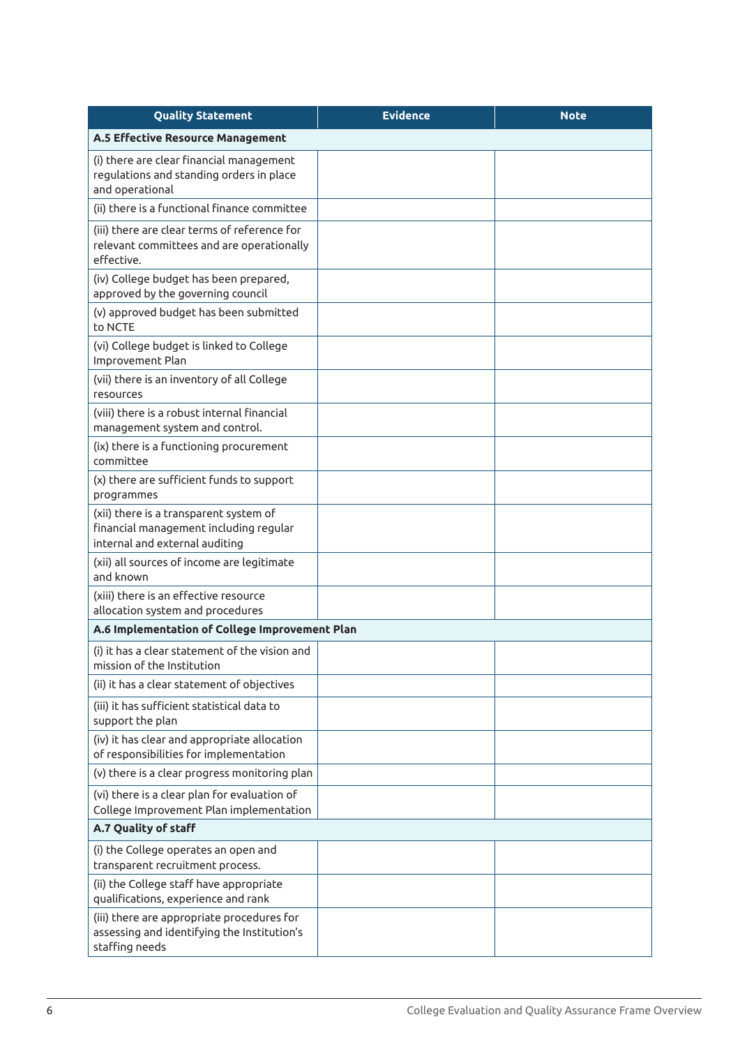| Quality Statement | Evidence | Note |
|---|---|---|
| **A.5 Effective Resource Management** | | |
| (i) there are clear financial management regulations and standing orders in place and operational | | |
| (ii) there is a functional finance committee | | |
| (iii) there are clear terms of reference for relevant committees and are operationally effective. | | |
| (iv) College budget has been prepared, approved by the governing council | | |
| (v) approved budget has been submitted to NCTE | | |
| (vi) College budget is linked to College Improvement Plan | | |
| (vii) there is an inventory of all College resources | | |
| (viii) there is a robust internal financial management system and control. | | |
| (ix) there is a functioning procurement committee | | |
| (x) there are sufficient funds to support programmes | | |
| (xii) there is a transparent system of financial management including regular internal and external auditing | | |
| (xii) all sources of income are legitimate and known | | |
| (xiii) there is an effective resource allocation system and procedures | | |
| **A.6 Implementation of College Improvement Plan** | | |
| (i) it has a clear statement of the vision and mission of the Institution | | |
| (ii) it has a clear statement of objectives | | |
| (iii) it has sufficient statistical data to support the plan | | |
| (iv) it has clear and appropriate allocation of responsibilities for implementation | | |
| (v) there is a clear progress monitoring plan | | |
| (vi) there is a clear plan for evaluation of College Improvement Plan implementation | | |
| **A.7 Quality of staff** | | |
| (i) the College operates an open and transparent recruitment process. | | |
| (ii) the College staff have appropriate qualifications, experience and rank | | |
| (iii) there are appropriate procedures for assessing and identifying the Institution's staffing needs | | |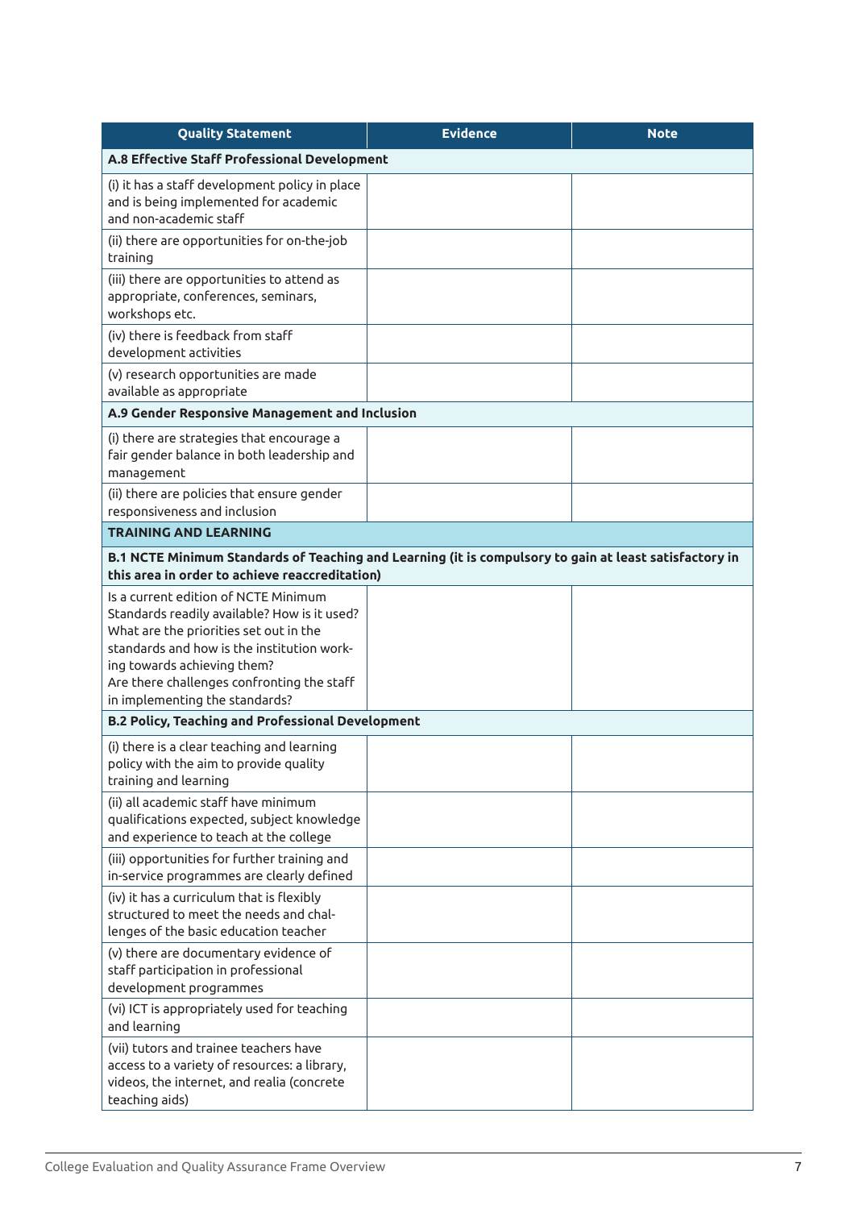| Quality Statement | Evidence | Note |
|---|---|---|
| **A.8 Effective Staff Professional Development** | | |
| (i) it has a staff development policy in place and is being implemented for academic and non-academic staff | | |
| (ii) there are opportunities for on-the-job training | | |
| (iii) there are opportunities to attend as appropriate, conferences, seminars, workshops etc. | | |
| (iv) there is feedback from staff development activities | | |
| (v) research opportunities are made available as appropriate | | |
| **A.9 Gender Responsive Management and Inclusion** | | |
| (i) there are strategies that encourage a fair gender balance in both leadership and management | | |
| (ii) there are policies that ensure gender responsiveness and inclusion | | |
| **TRAINING AND LEARNING** | | |
| **B.1 NCTE Minimum Standards of Teaching and Learning (it is compulsory to gain at least satisfactory in this area in order to achieve reaccreditation)** | | |
| Is a current edition of NCTE Minimum Standards readily available? How is it used? What are the priorities set out in the standards and how is the institution working towards achieving them? Are there challenges confronting the staff in implementing the standards? | | |
| **B.2 Policy, Teaching and Professional Development** | | |
| (i) there is a clear teaching and learning policy with the aim to provide quality training and learning | | |
| (ii) all academic staff have minimum qualifications expected, subject knowledge and experience to teach at the college | | |
| (iii) opportunities for further training and in-service programmes are clearly defined | | |
| (iv) it has a curriculum that is flexibly structured to meet the needs and challenges of the basic education teacher | | |
| (v) there are documentary evidence of staff participation in professional development programmes | | |
| (vi) ICT is appropriately used for teaching and learning | | |
| (vii) tutors and trainee teachers have access to a variety of resources: a library, videos, the internet, and realia (concrete teaching aids) | | |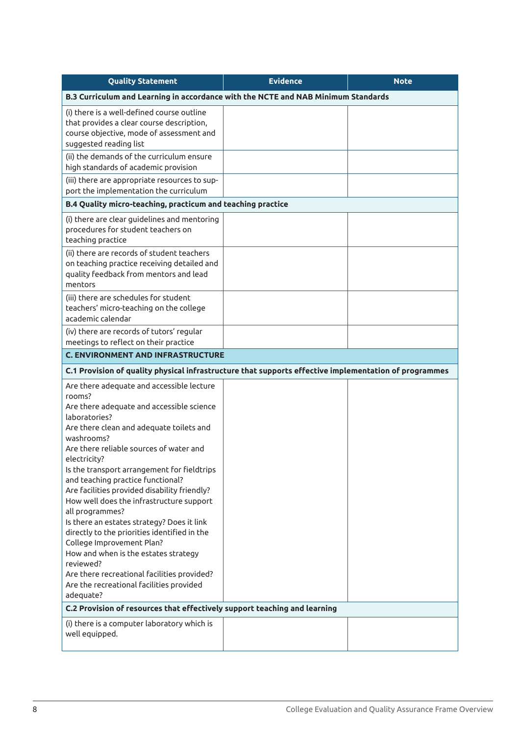| Quality Statement | Evidence | Note |
|---|---|---|
| **B.3 Curriculum and Learning in accordance with the NCTE and NAB Minimum Standards** | | |
| (i) there is a well-defined course outline that provides a clear course description, course objective, mode of assessment and suggested reading list | | |
| (ii) the demands of the curriculum ensure high standards of academic provision | | |
| (iii) there are appropriate resources to support the implementation the curriculum | | |
| **B.4 Quality micro-teaching, practicum and teaching practice** | | |
| (i) there are clear guidelines and mentoring procedures for student teachers on teaching practice | | |
| (ii) there are records of student teachers on teaching practice receiving detailed and quality feedback from mentors and lead mentors | | |
| (iii) there are schedules for student teachers' micro-teaching on the college academic calendar | | |
| (iv) there are records of tutors' regular meetings to reflect on their practice | | |
| **C. ENVIRONMENT AND INFRASTRUCTURE** | | |
| **C.1 Provision of quality physical infrastructure that supports effective implementation of programmes** | | |
| Are there adequate and accessible lecture rooms?<br>Are there adequate and accessible science laboratories?<br>Are there clean and adequate toilets and washrooms?<br>Are there reliable sources of water and electricity?<br>Is the transport arrangement for fieldtrips and teaching practice functional?<br>Are facilities provided disability friendly?<br>How well does the infrastructure support all programmes?<br>Is there an estates strategy? Does it link directly to the priorities identified in the College Improvement Plan?<br>How and when is the estates strategy reviewed?<br>Are there recreational facilities provided?<br>Are the recreational facilities provided adequate? | | |
| **C.2 Provision of resources that effectively support teaching and learning** | | |
| (i) there is a computer laboratory which is well equipped. | | |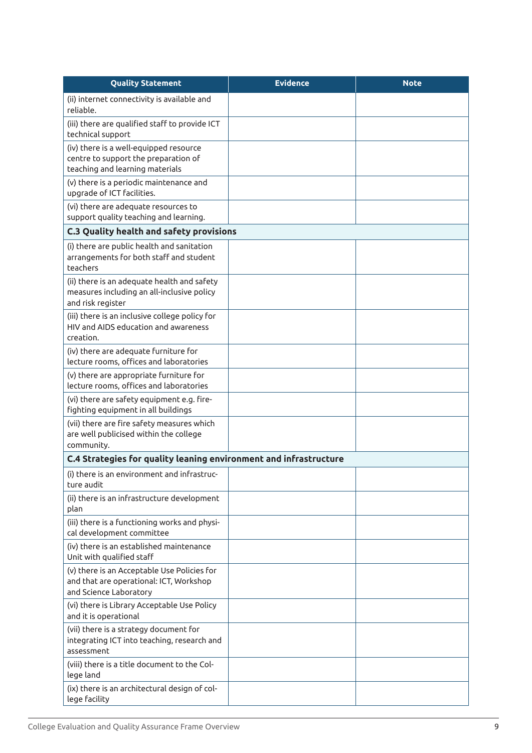| Quality Statement | Evidence | Note |
| --- | --- | --- |
| (ii) internet connectivity is available and reliable. | | |
| (iii) there are qualified staff to provide ICT technical support | | |
| (iv) there is a well-equipped resource centre to support the preparation of teaching and learning materials | | |
| (v) there is a periodic maintenance and upgrade of ICT facilities. | | |
| (vi) there are adequate resources to support quality teaching and learning. | | |
| **C.3 Quality health and safety provisions** | | |
| (i) there are public health and sanitation arrangements for both staff and student teachers | | |
| (ii) there is an adequate health and safety measures including an all-inclusive policy and risk register | | |
| (iii) there is an inclusive college policy for HIV and AIDS education and awareness creation. | | |
| (iv) there are adequate furniture for lecture rooms, offices and laboratories | | |
| (v) there are appropriate furniture for lecture rooms, offices and laboratories | | |
| (vi) there are safety equipment e.g. fire-fighting equipment in all buildings | | |
| (vii) there are fire safety measures which are well publicised within the college community. | | |
| **C.4 Strategies for quality leaning environment and infrastructure** | | |
| (i) there is an environment and infrastructure audit | | |
| (ii) there is an infrastructure development plan | | |
| (iii) there is a functioning works and physical development committee | | |
| (iv) there is an established maintenance Unit with qualified staff | | |
| (v) there is an Acceptable Use Policies for and that are operational: ICT, Workshop and Science Laboratory | | |
| (vi) there is Library Acceptable Use Policy and it is operational | | |
| (vii) there is a strategy document for integrating ICT into teaching, research and assessment | | |
| (viii) there is a title document to the College land | | |
| (ix) there is an architectural design of college facility | | |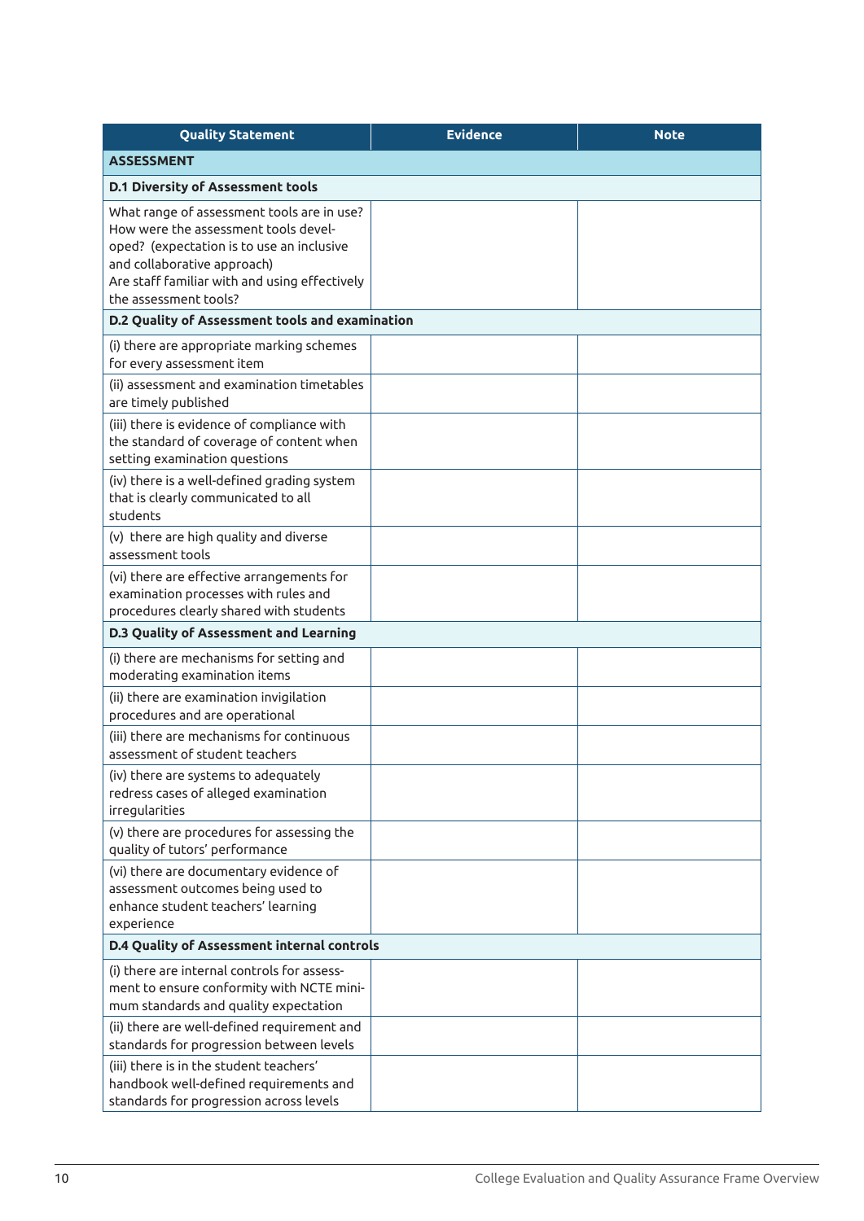| Quality Statement | Evidence | Note |
|---|---|---|
| **ASSESSMENT** | | |
| **D.1 Diversity of Assessment tools** | | |
| What range of assessment tools are in use? How were the assessment tools developed? (expectation is to use an inclusive and collaborative approach) Are staff familiar with and using effectively the assessment tools? | | |
| **D.2 Quality of Assessment tools and examination** | | |
| (i) there are appropriate marking schemes for every assessment item | | |
| (ii) assessment and examination timetables are timely published | | |
| (iii) there is evidence of compliance with the standard of coverage of content when setting examination questions | | |
| (iv) there is a well-defined grading system that is clearly communicated to all students | | |
| (v) there are high quality and diverse assessment tools | | |
| (vi) there are effective arrangements for examination processes with rules and procedures clearly shared with students | | |
| **D.3 Quality of Assessment and Learning** | | |
| (i) there are mechanisms for setting and moderating examination items | | |
| (ii) there are examination invigilation procedures and are operational | | |
| (iii) there are mechanisms for continuous assessment of student teachers | | |
| (iv) there are systems to adequately redress cases of alleged examination irregularities | | |
| (v) there are procedures for assessing the quality of tutors' performance | | |
| (vi) there are documentary evidence of assessment outcomes being used to enhance student teachers' learning experience | | |
| **D.4 Quality of Assessment internal controls** | | |
| (i) there are internal controls for assessment to ensure conformity with NCTE minimum standards and quality expectation | | |
| (ii) there are well-defined requirement and standards for progression between levels | | |
| (iii) there is in the student teachers' handbook well-defined requirements and standards for progression across levels | | |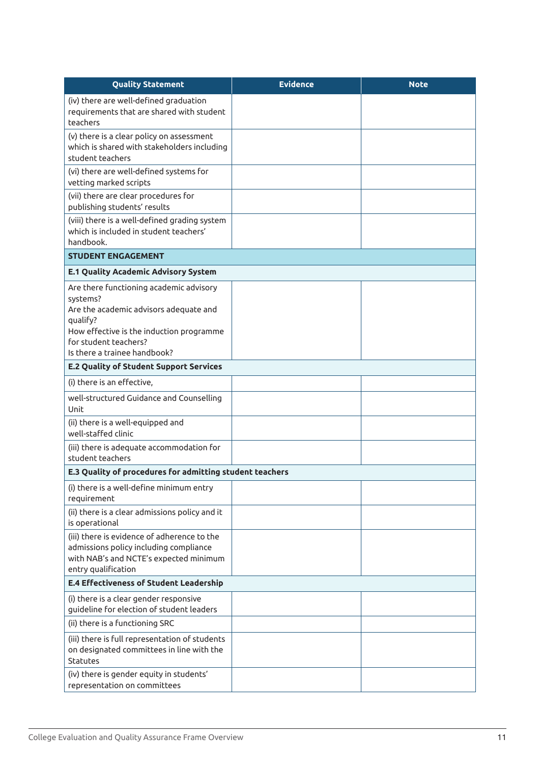| Quality Statement | Evidence | Note |
|---|---|---|
| (iv) there are well-defined graduation requirements that are shared with student teachers | | |
| (v) there is a clear policy on assessment which is shared with stakeholders including student teachers | | |
| (vi) there are well-defined systems for vetting marked scripts | | |
| (vii) there are clear procedures for publishing students' results | | |
| (viii) there is a well-defined grading system which is included in student teachers' handbook. | | |
| **STUDENT ENGAGEMENT** | | |
| **E.1 Quality Academic Advisory System** | | |
| Are there functioning academic advisory systems?<br>Are the academic advisors adequate and qualify?<br>How effective is the induction programme for student teachers?<br>Is there a trainee handbook? | | |
| **E.2 Quality of Student Support Services** | | |
| (i) there is an effective, | | |
| well-structured Guidance and Counselling Unit | | |
| (ii) there is a well-equipped and well-staffed clinic | | |
| (iii) there is adequate accommodation for student teachers | | |
| **E.3 Quality of procedures for admitting student teachers** | | |
| (i) there is a well-define minimum entry requirement | | |
| (ii) there is a clear admissions policy and it is operational | | |
| (iii) there is evidence of adherence to the admissions policy including compliance with NAB's and NCTE's expected minimum entry qualification | | |
| **E.4 Effectiveness of Student Leadership** | | |
| (i) there is a clear gender responsive guideline for election of student leaders | | |
| (ii) there is a functioning SRC | | |
| (iii) there is full representation of students on designated committees in line with the Statutes | | |
| (iv) there is gender equity in students' representation on committees | | |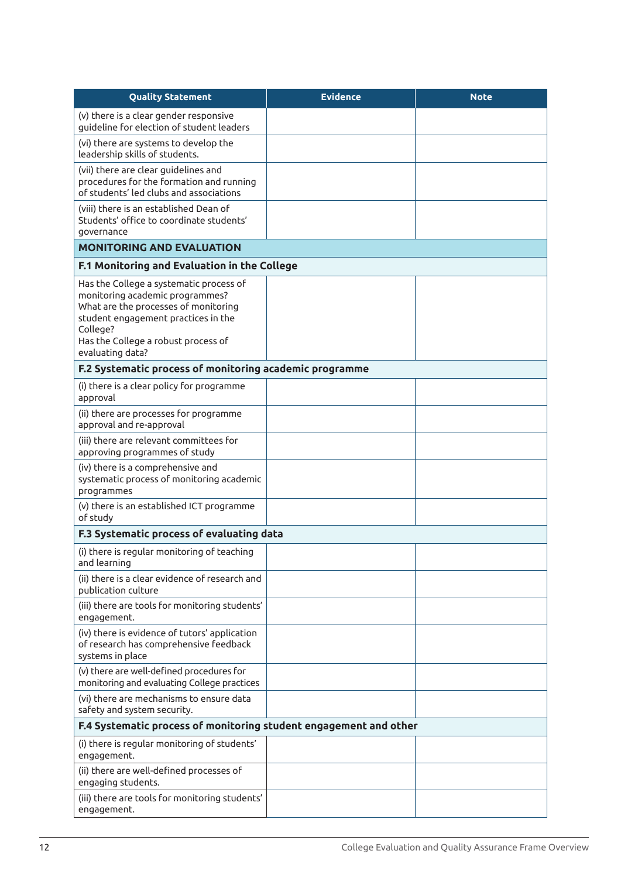| Quality Statement | Evidence | Note |
|---|---|---|
| (v) there is a clear gender responsive guideline for election of student leaders | | |
| (vi) there are systems to develop the leadership skills of students. | | |
| (vii) there are clear guidelines and procedures for the formation and running of students' led clubs and associations | | |
| (viii) there is an established Dean of Students' office to coordinate students' governance | | |
| **MONITORING AND EVALUATION** | | |
| **F.1 Monitoring and Evaluation in the College** | | |
| Has the College a systematic process of monitoring academic programmes?<br>What are the processes of monitoring student engagement practices in the College?<br>Has the College a robust process of evaluating data? | | |
| **F.2 Systematic process of monitoring academic programme** | | |
| (i) there is a clear policy for programme approval | | |
| (ii) there are processes for programme approval and re-approval | | |
| (iii) there are relevant committees for approving programmes of study | | |
| (iv) there is a comprehensive and systematic process of monitoring academic programmes | | |
| (v) there is an established ICT programme of study | | |
| **F.3 Systematic process of evaluating data** | | |
| (i) there is regular monitoring of teaching and learning | | |
| (ii) there is a clear evidence of research and publication culture | | |
| (iii) there are tools for monitoring students' engagement. | | |
| (iv) there is evidence of tutors' application of research has comprehensive feedback systems in place | | |
| (v) there are well-defined procedures for monitoring and evaluating College practices | | |
| (vi) there are mechanisms to ensure data safety and system security. | | |
| **F.4 Systematic process of monitoring student engagement and other** | | |
| (i) there is regular monitoring of students' engagement. | | |
| (ii) there are well-defined processes of engaging students. | | |
| (iii) there are tools for monitoring students' engagement. | | |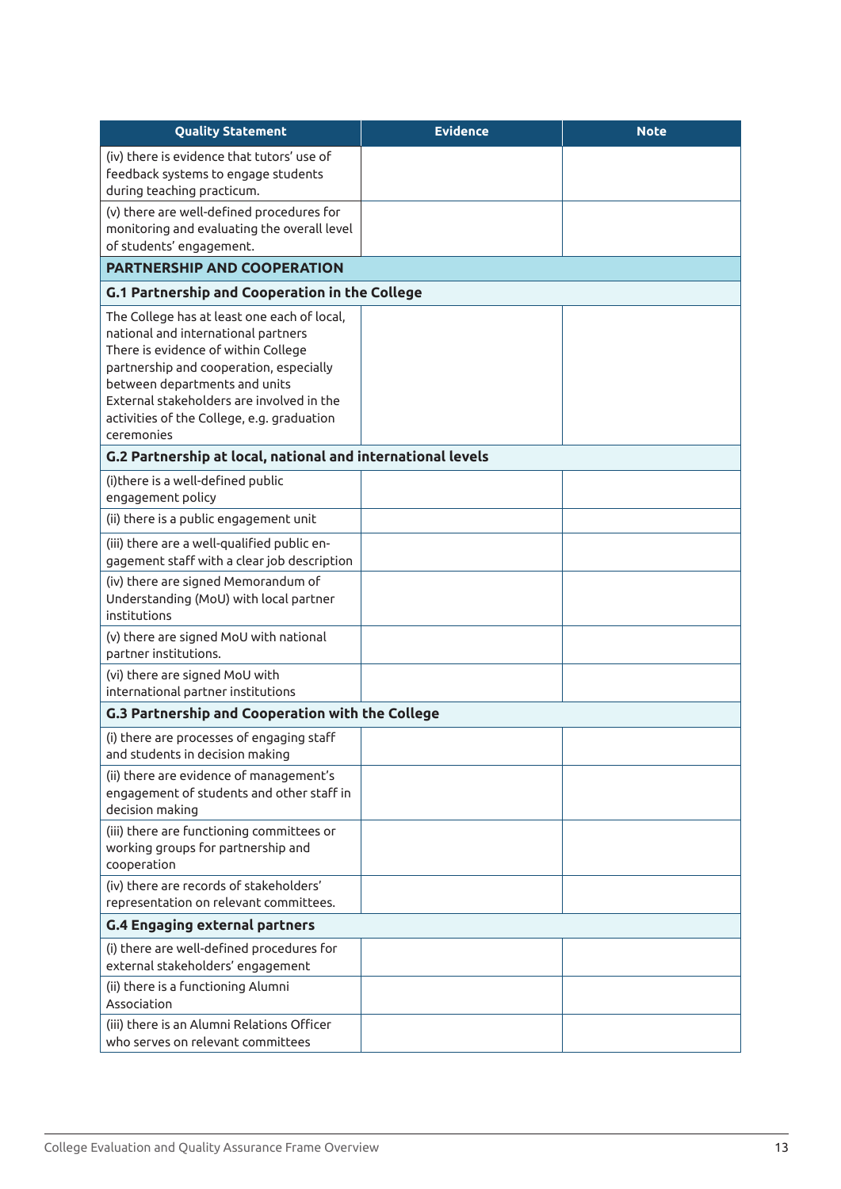| Quality Statement | Evidence | Note |
|---|---|---|
| (iv) there is evidence that tutors' use of feedback systems to engage students during teaching practicum. | | |
| (v) there are well-defined procedures for monitoring and evaluating the overall level of students' engagement. | | |
| **PARTNERSHIP AND COOPERATION** | | |
| **G.1 Partnership and Cooperation in the College** | | |
| The College has at least one each of local, national and international partners There is evidence of within College partnership and cooperation, especially between departments and units External stakeholders are involved in the activities of the College, e.g. graduation ceremonies | | |
| **G.2 Partnership at local, national and international levels** | | |
| (i)there is a well-defined public engagement policy | | |
| (ii) there is a public engagement unit | | |
| (iii) there are a well-qualified public engagement staff with a clear job description | | |
| (iv) there are signed Memorandum of Understanding (MoU) with local partner institutions | | |
| (v) there are signed MoU with national partner institutions. | | |
| (vi) there are signed MoU with international partner institutions | | |
| **G.3 Partnership and Cooperation with the College** | | |
| (i) there are processes of engaging staff and students in decision making | | |
| (ii) there are evidence of management's engagement of students and other staff in decision making | | |
| (iii) there are functioning committees or working groups for partnership and cooperation | | |
| (iv) there are records of stakeholders' representation on relevant committees. | | |
| **G.4 Engaging external partners** | | |
| (i) there are well-defined procedures for external stakeholders' engagement | | |
| (ii) there is a functioning Alumni Association | | |
| (iii) there is an Alumni Relations Officer who serves on relevant committees | | |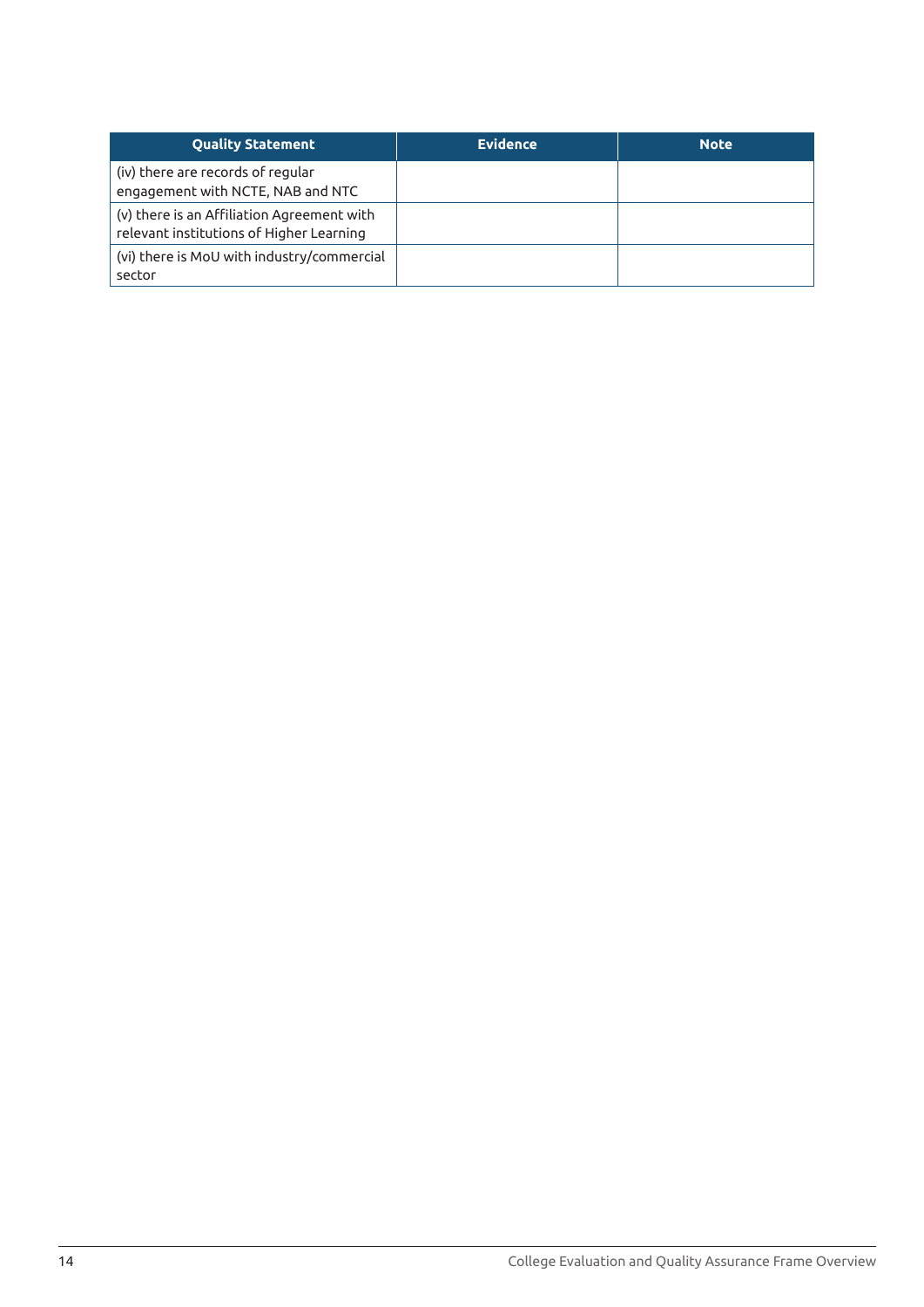| Quality Statement | Evidence | Note |
|---|---|---|
| (iv) there are records of regular engagement with NCTE, NAB and NTC | | |
| (v) there is an Affiliation Agreement with relevant institutions of Higher Learning | | |
| (vi) there is MoU with industry/commercial sector | | |